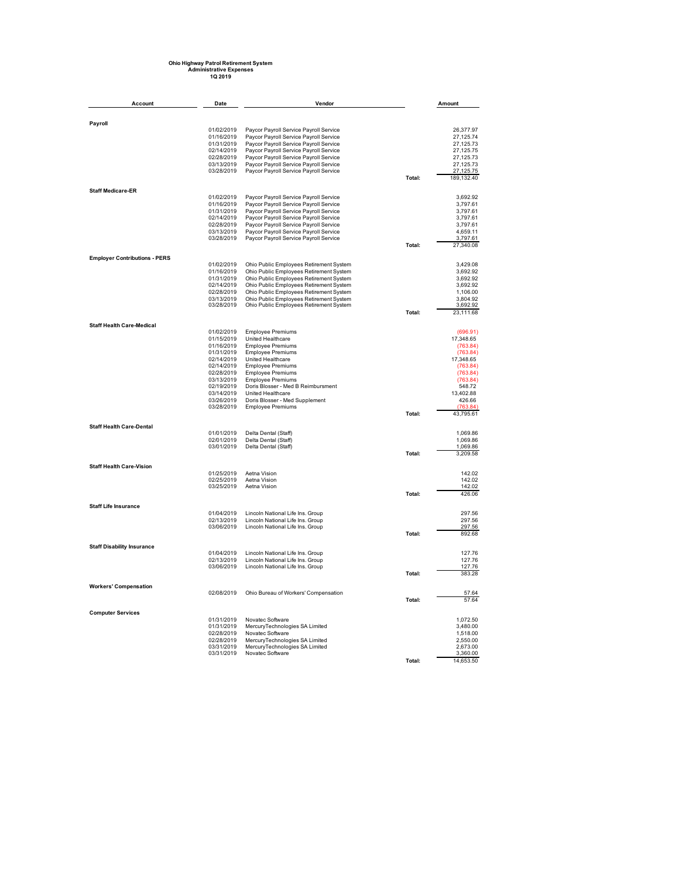**Ohio Highway Patrol Retirement System**
**Administrative Expenses**
**1Q 2019**

| Account | Date | Vendor | | Amount |
|---|---|---|---|---|
| **Payroll** | | | | |
| | 01/02/2019 | Paycor Payroll Service Payroll Service | | 26,377.97 |
| | 01/16/2019 | Paycor Payroll Service Payroll Service | | 27,125.74 |
| | 01/31/2019 | Paycor Payroll Service Payroll Service | | 27,125.73 |
| | 02/14/2019 | Paycor Payroll Service Payroll Service | | 27,125.75 |
| | 02/28/2019 | Paycor Payroll Service Payroll Service | | 27,125.73 |
| | 03/13/2019 | Paycor Payroll Service Payroll Service | | 27,125.73 |
| | 03/28/2019 | Paycor Payroll Service Payroll Service | | 27,125.75 |
| | | | Total: | 189,132.40 |
| **Staff Medicare-ER** | | | | |
| | 01/02/2019 | Paycor Payroll Service Payroll Service | | 3,692.92 |
| | 01/16/2019 | Paycor Payroll Service Payroll Service | | 3,797.61 |
| | 01/31/2019 | Paycor Payroll Service Payroll Service | | 3,797.61 |
| | 02/14/2019 | Paycor Payroll Service Payroll Service | | 3,797.61 |
| | 02/28/2019 | Paycor Payroll Service Payroll Service | | 3,797.61 |
| | 03/13/2019 | Paycor Payroll Service Payroll Service | | 4,659.11 |
| | 03/28/2019 | Paycor Payroll Service Payroll Service | | 3,797.61 |
| | | | Total: | 27,340.08 |
| **Employer Contributions - PERS** | | | | |
| | 01/02/2019 | Ohio Public Employees Retirement System | | 3,429.08 |
| | 01/16/2019 | Ohio Public Employees Retirement System | | 3,692.92 |
| | 01/31/2019 | Ohio Public Employees Retirement System | | 3,692.92 |
| | 02/14/2019 | Ohio Public Employees Retirement System | | 3,692.92 |
| | 02/28/2019 | Ohio Public Employees Retirement System | | 1,106.00 |
| | 03/13/2019 | Ohio Public Employees Retirement System | | 3,804.92 |
| | 03/28/2019 | Ohio Public Employees Retirement System | | 3,692.92 |
| | | | Total: | 23,111.68 |
| **Staff Health Care-Medical** | | | | |
| | 01/02/2019 | Employee Premiums | | (696.91) |
| | 01/15/2019 | United Healthcare | | 17,348.65 |
| | 01/16/2019 | Employee Premiums | | (763.84) |
| | 01/31/2019 | Employee Premiums | | (763.84) |
| | 02/14/2019 | United Healthcare | | 17,348.65 |
| | 02/14/2019 | Employee Premiums | | (763.84) |
| | 02/28/2019 | Employee Premiums | | (763.84) |
| | 03/13/2019 | Employee Premiums | | (763.84) |
| | 02/19/2019 | Doris Blosser - Med B Reimbursment | | 548.72 |
| | 03/14/2019 | United Healthcare | | 13,402.88 |
| | 03/26/2019 | Doris Blosser - Med Supplement | | 426.66 |
| | 03/28/2019 | Employee Premiums | | (763.84) |
| | | | Total: | 43,795.61 |
| **Staff Health Care-Dental** | | | | |
| | 01/01/2019 | Delta Dental (Staff) | | 1,069.86 |
| | 02/01/2019 | Delta Dental (Staff) | | 1,069.86 |
| | 03/01/2019 | Delta Dental (Staff) | | 1,069.86 |
| | | | Total: | 3,209.58 |
| **Staff Health Care-Vision** | | | | |
| | 01/25/2019 | Aetna Vision | | 142.02 |
| | 02/25/2019 | Aetna Vision | | 142.02 |
| | 03/25/2019 | Aetna Vision | | 142.02 |
| | | | Total: | 426.06 |
| **Staff Life Insurance** | | | | |
| | 01/04/2019 | Lincoln National Life Ins. Group | | 297.56 |
| | 02/13/2019 | Lincoln National Life Ins. Group | | 297.56 |
| | 03/06/2019 | Lincoln National Life Ins. Group | | 297.56 |
| | | | Total: | 892.68 |
| **Staff Disability Insurance** | | | | |
| | 01/04/2019 | Lincoln National Life Ins. Group | | 127.76 |
| | 02/13/2019 | Lincoln National Life Ins. Group | | 127.76 |
| | 03/06/2019 | Lincoln National Life Ins. Group | | 127.76 |
| | | | Total: | 383.28 |
| **Workers' Compensation** | | | | |
| | 02/08/2019 | Ohio Bureau of Workers' Compensation | | 57.64 |
| | | | Total: | 57.64 |
| **Computer Services** | | | | |
| | 01/31/2019 | Novatec Software | | 1,072.50 |
| | 01/31/2019 | MercuryTechnologies SA Limited | | 3,480.00 |
| | 02/28/2019 | Novatec Software | | 1,518.00 |
| | 02/28/2019 | MercuryTechnologies SA Limited | | 2,550.00 |
| | 03/31/2019 | MercuryTechnologies SA Limited | | 2,673.00 |
| | 03/31/2019 | Novatec Software | | 3,360.00 |
| | | | Total: | 14,653.50 |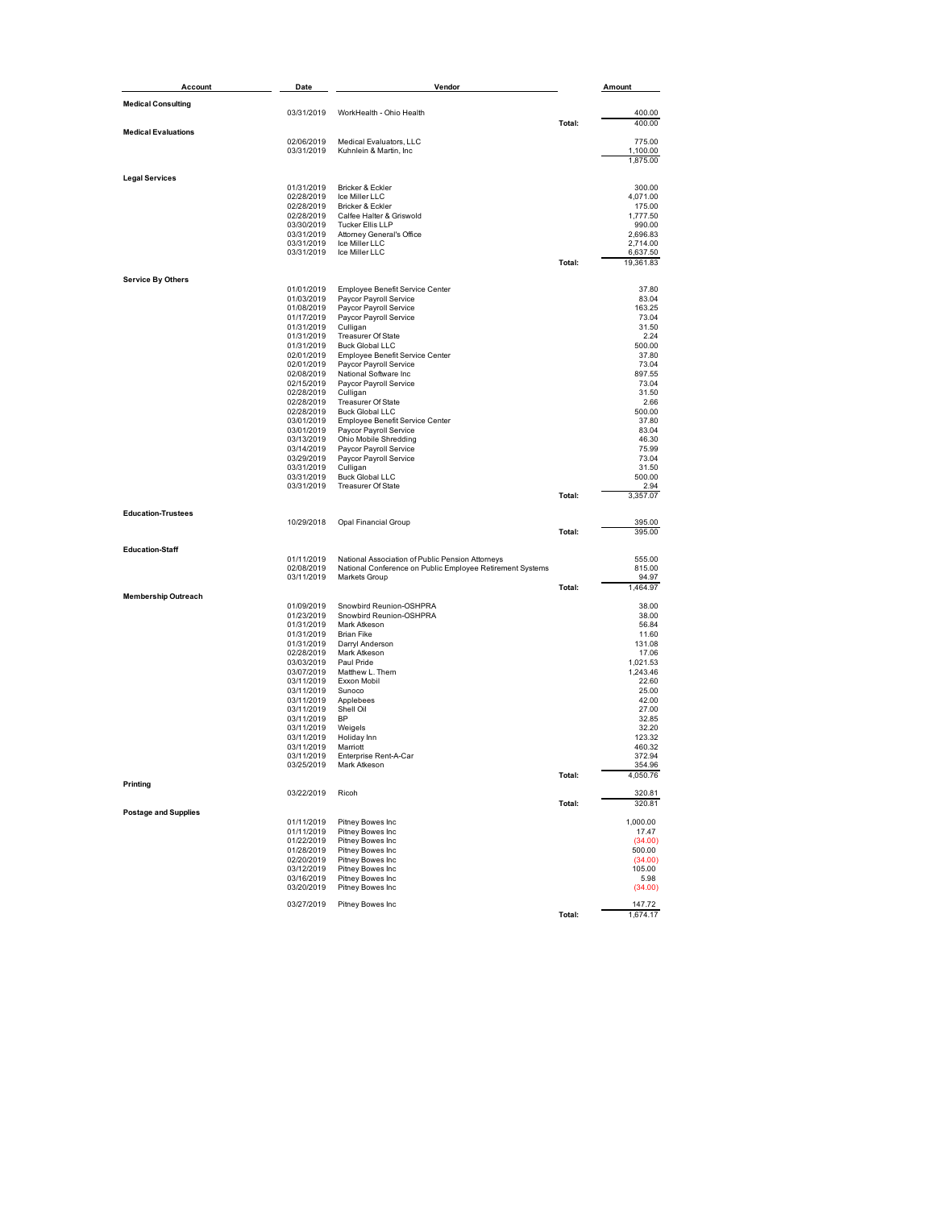| Account | Date | Vendor | | Amount |
|---|---|---|---|---|
| **Medical Consulting** | | | | |
| | 03/31/2019 | WorkHealth - Ohio Health | | 400.00 |
| | | | Total: | 400.00 |
| **Medical Evaluations** | | | | |
| | 02/06/2019 | Medical Evaluators, LLC | | 775.00 |
| | 03/31/2019 | Kuhnlein & Martin, Inc | | 1,100.00 |
| | | | | 1,875.00 |
| **Legal Services** | | | | |
| | 01/31/2019 | Bricker & Eckler | | 300.00 |
| | 02/28/2019 | Ice Miller LLC | | 4,071.00 |
| | 02/28/2019 | Bricker & Eckler | | 175.00 |
| | 02/28/2019 | Calfee Halter & Griswold | | 1,777.50 |
| | 03/30/2019 | Tucker Ellis LLP | | 990.00 |
| | 03/31/2019 | Attorney General's Office | | 2,696.83 |
| | 03/31/2019 | Ice Miller LLC | | 2,714.00 |
| | 03/31/2019 | Ice Miller LLC | | 6,637.50 |
| | | | Total: | 19,361.83 |
| **Service By Others** | | | | |
| | 01/01/2019 | Employee Benefit Service Center | | 37.80 |
| | 01/03/2019 | Paycor Payroll Service | | 83.04 |
| | 01/08/2019 | Paycor Payroll Service | | 163.25 |
| | 01/17/2019 | Paycor Payroll Service | | 73.04 |
| | 01/31/2019 | Culligan | | 31.50 |
| | 01/31/2019 | Treasurer Of State | | 2.24 |
| | 01/31/2019 | Buck Global LLC | | 500.00 |
| | 02/01/2019 | Employee Benefit Service Center | | 37.80 |
| | 02/01/2019 | Paycor Payroll Service | | 73.04 |
| | 02/08/2019 | National Software Inc | | 897.55 |
| | 02/15/2019 | Paycor Payroll Service | | 73.04 |
| | 02/28/2019 | Culligan | | 31.50 |
| | 02/28/2019 | Treasurer Of State | | 2.66 |
| | 02/28/2019 | Buck Global LLC | | 500.00 |
| | 03/01/2019 | Employee Benefit Service Center | | 37.80 |
| | 03/01/2019 | Paycor Payroll Service | | 83.04 |
| | 03/13/2019 | Ohio Mobile Shredding | | 46.30 |
| | 03/14/2019 | Paycor Payroll Service | | 75.99 |
| | 03/29/2019 | Paycor Payroll Service | | 73.04 |
| | 03/31/2019 | Culligan | | 31.50 |
| | 03/31/2019 | Buck Global LLC | | 500.00 |
| | 03/31/2019 | Treasurer Of State | | 2.94 |
| | | | Total: | 3,357.07 |
| **Education-Trustees** | | | | |
| | 10/29/2018 | Opal Financial Group | | 395.00 |
| | | | Total: | 395.00 |
| **Education-Staff** | | | | |
| | 01/11/2019 | National Association of Public Pension Attorneys | | 555.00 |
| | 02/08/2019 | National Conference on Public Employee Retirement Systems | | 815.00 |
| | 03/11/2019 | Markets Group | | 94.97 |
| | | | Total: | 1,464.97 |
| **Membership Outreach** | | | | |
| | 01/09/2019 | Snowbird Reunion-OSHPRA | | 38.00 |
| | 01/23/2019 | Snowbird Reunion-OSHPRA | | 38.00 |
| | 01/31/2019 | Mark Atkeson | | 56.84 |
| | 01/31/2019 | Brian Fike | | 11.60 |
| | 01/31/2019 | Darryl Anderson | | 131.08 |
| | 02/28/2019 | Mark Atkeson | | 17.06 |
| | 03/03/2019 | Paul Pride | | 1,021.53 |
| | 03/07/2019 | Matthew L. Them | | 1,243.46 |
| | 03/11/2019 | Exxon Mobil | | 22.60 |
| | 03/11/2019 | Sunoco | | 25.00 |
| | 03/11/2019 | Applebees | | 42.00 |
| | 03/11/2019 | Shell Oil | | 27.00 |
| | 03/11/2019 | BP | | 32.85 |
| | 03/11/2019 | Weigels | | 32.20 |
| | 03/11/2019 | Holiday Inn | | 123.32 |
| | 03/11/2019 | Marriott | | 460.32 |
| | 03/11/2019 | Enterprise Rent-A-Car | | 372.94 |
| | 03/25/2019 | Mark Atkeson | | 354.96 |
| | | | Total: | 4,050.76 |
| **Printing** | | | | |
| | 03/22/2019 | Ricoh | | 320.81 |
| | | | Total: | 320.81 |
| **Postage and Supplies** | | | | |
| | 01/11/2019 | Pitney Bowes Inc | | 1,000.00 |
| | 01/11/2019 | Pitney Bowes Inc | | 17.47 |
| | 01/22/2019 | Pitney Bowes Inc | | (34.00) |
| | 01/28/2019 | Pitney Bowes Inc | | 500.00 |
| | 02/20/2019 | Pitney Bowes Inc | | (34.00) |
| | 03/12/2019 | Pitney Bowes Inc | | 105.00 |
| | 03/16/2019 | Pitney Bowes Inc | | 5.98 |
| | 03/20/2019 | Pitney Bowes Inc | | (34.00) |
| | 03/27/2019 | Pitney Bowes Inc | | 147.72 |
| | | | Total: | 1,674.17 |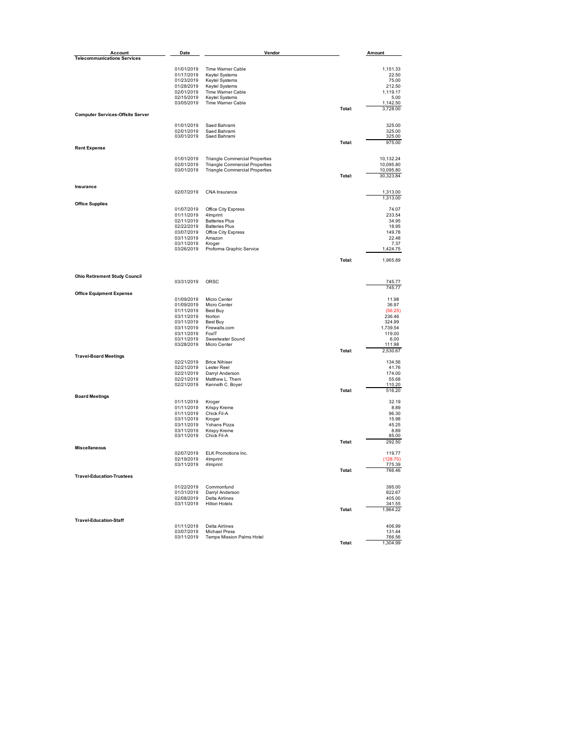| Account | Date | Vendor | | Amount |
|---|---|---|---|---|
| **Telecommunications Services** | | | | |
| | 01/01/2019 | Time Warner Cable | | 1,151.33 |
| | 01/17/2019 | Keytel Systems | | 22.50 |
| | 01/23/2019 | Keytel Systems | | 75.00 |
| | 01/28/2019 | Keytel Systems | | 212.50 |
| | 02/01/2019 | Time Warner Cable | | 1,119.17 |
| | 02/15/2019 | Keytel Systems | | 5.00 |
| | 03/05/2019 | Time Warner Cable | | 1,142.50 |
| | | | Total: | 3,728.00 |
| **Computer Services-Offsite Server** | | | | |
| | 01/01/2019 | Saed Bahrami | | 325.00 |
| | 02/01/2019 | Saed Bahrami | | 325.00 |
| | 03/01/2019 | Saed Bahrami | | 325.00 |
| | | | Total: | 975.00 |
| **Rent Expense** | | | | |
| | 01/01/2019 | Triangle Commercial Properties | | 10,132.24 |
| | 02/01/2019 | Triangle Commercial Properties | | 10,095.80 |
| | 03/01/2019 | Triangle Commercial Properties | | 10,095.80 |
| | | | Total: | 30,323.84 |
| **Insurance** | | | | |
| | 02/07/2019 | CNA Insurance | | 1,313.00 |
| | | | | 1,313.00 |
| **Office Supplies** | | | | |
| | 01/07/2019 | Office City Express | | 74.07 |
| | 01/11/2019 | 4Imprint | | 233.54 |
| | 02/11/2019 | Batteries Plus | | 34.95 |
| | 02/22/2019 | Batteries Plus | | 18.95 |
| | 03/07/2019 | Office City Express | | 149.78 |
| | 03/11/2019 | Amazon | | 22.48 |
| | 03/11/2019 | Kroger | | 7.37 |
| | 03/26/2019 | Proforma Graphic Service | | 1,424.75 |
| | | | Total: | 1,965.89 |
| **Ohio Retirement Study Council** | | | | |
| | 03/31/2019 | ORSC | | 745.77 |
| | | | | 745.77 |
| **Office Equipment Expense** | | | | |
| | 01/09/2019 | Micro Center | | 11.98 |
| | 01/09/2019 | Micro Center | | 36.97 |
| | 01/11/2019 | Best Buy | | (56.25) |
| | 03/11/2019 | Norton | | 236.46 |
| | 03/11/2019 | Best Buy | | 324.99 |
| | 03/11/2019 | Firewalls.com | | 1,739.54 |
| | 03/11/2019 | FoxIT | | 119.00 |
| | 03/11/2019 | Sweetwater Sound | | 6.00 |
| | 03/28/2019 | Micro Center | | 111.98 |
| | | | Total: | 2,530.67 |
| **Travel-Board Meetings** | | | | |
| | 02/21/2019 | Brice Nihiser | | 134.56 |
| | 02/21/2019 | Lester Reel | | 41.76 |
| | 02/21/2019 | Darryl Anderson | | 174.00 |
| | 02/21/2019 | Matthew L. Them | | 55.68 |
| | 02/21/2019 | Kenneth C. Boyer | | 110.20 |
| | | | Total: | 516.20 |
| **Board Meetings** | | | | |
| | 01/11/2019 | Kroger | | 32.19 |
| | 01/11/2019 | Krispy Kreme | | 8.89 |
| | 01/11/2019 | Chick Fil-A | | 96.30 |
| | 03/11/2019 | Kroger | | 15.98 |
| | 03/11/2019 | Yohans Pizza | | 45.25 |
| | 03/11/2019 | Krispy Kreme | | 8.89 |
| | 03/11/2019 | Chick Fil-A | | 85.00 |
| | | | Total: | 292.50 |
| **Miscellaneous** | | | | |
| | 02/07/2019 | ELK Promotions Inc. | | 119.77 |
| | 02/19/2019 | 4Imprint | | (128.70) |
| | 03/11/2019 | 4Imprint | | 775.39 |
| | | | Total: | 766.46 |
| **Travel-Education-Trustees** | | | | |
| | 01/22/2019 | Commonfund | | 395.00 |
| | 01/31/2019 | Darryl Anderson | | 822.67 |
| | 02/08/2019 | Delta Airlines | | 405.00 |
| | 03/11/2019 | Hilton Hotels | | 341.55 |
| | | | Total: | 1,964.22 |
| **Travel-Education-Staff** | | | | |
| | 01/11/2019 | Delta Airlines | | 406.99 |
| | 03/07/2019 | Michael Press | | 131.44 |
| | 03/11/2019 | Tempe Mission Palms Hotel | | 766.56 |
| | | | Total: | 1,304.99 |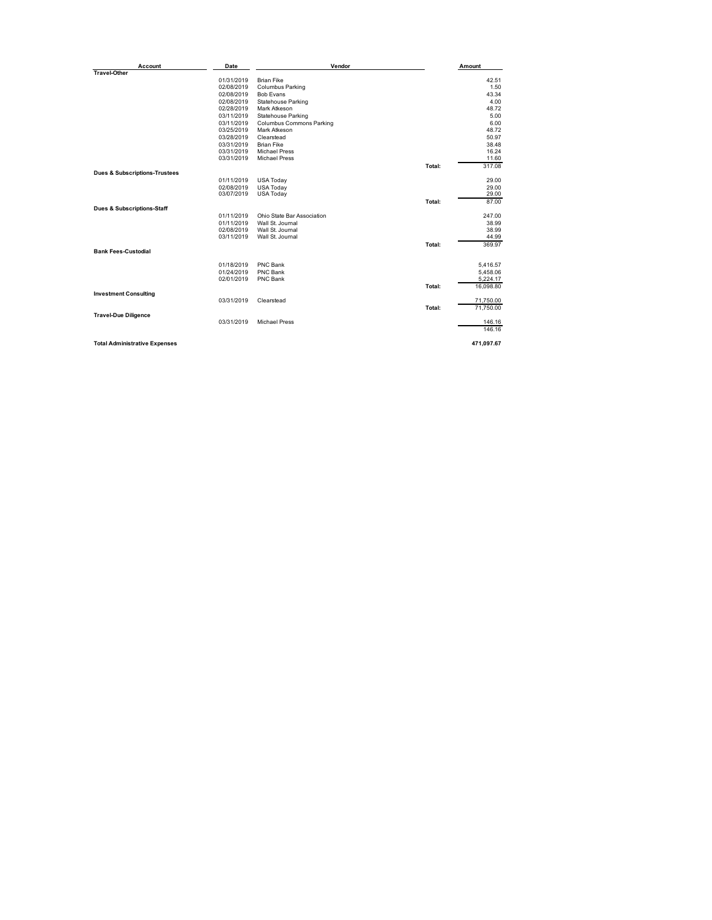| Account | Date | Vendor | | Amount |
| --- | --- | --- | --- | --- |
| **Travel-Other** | | | | |
| | 01/31/2019 | Brian Fike | | 42.51 |
| | 02/08/2019 | Columbus Parking | | 1.50 |
| | 02/08/2019 | Bob Evans | | 43.34 |
| | 02/08/2019 | Statehouse Parking | | 4.00 |
| | 02/28/2019 | Mark Atkeson | | 48.72 |
| | 03/11/2019 | Statehouse Parking | | 5.00 |
| | 03/11/2019 | Columbus Commons Parking | | 6.00 |
| | 03/25/2019 | Mark Atkeson | | 48.72 |
| | 03/28/2019 | Clearstead | | 50.97 |
| | 03/31/2019 | Brian Fike | | 38.48 |
| | 03/31/2019 | Michael Press | | 16.24 |
| | 03/31/2019 | Michael Press | | 11.60 |
| | | | Total: | 317.08 |
| **Dues & Subscriptions-Trustees** | | | | |
| | 01/11/2019 | USA Today | | 29.00 |
| | 02/08/2019 | USA Today | | 29.00 |
| | 03/07/2019 | USA Today | | 29.00 |
| | | | Total: | 87.00 |
| **Dues & Subscriptions-Staff** | | | | |
| | 01/11/2019 | Ohio State Bar Association | | 247.00 |
| | 01/11/2019 | Wall St. Journal | | 38.99 |
| | 02/08/2019 | Wall St. Journal | | 38.99 |
| | 03/11/2019 | Wall St. Journal | | 44.99 |
| | | | Total: | 369.97 |
| **Bank Fees-Custodial** | | | | |
| | 01/18/2019 | PNC Bank | | 5,416.57 |
| | 01/24/2019 | PNC Bank | | 5,458.06 |
| | 02/01/2019 | PNC Bank | | 5,224.17 |
| | | | Total: | 16,098.80 |
| **Investment Consulting** | | | | |
| | 03/31/2019 | Clearstead | | 71,750.00 |
| | | | Total: | 71,750.00 |
| **Travel-Due Diligence** | | | | |
| | 03/31/2019 | Michael Press | | 146.16 |
| | | | | 146.16 |
| **Total Administrative Expenses** | | | | **471,097.67** |